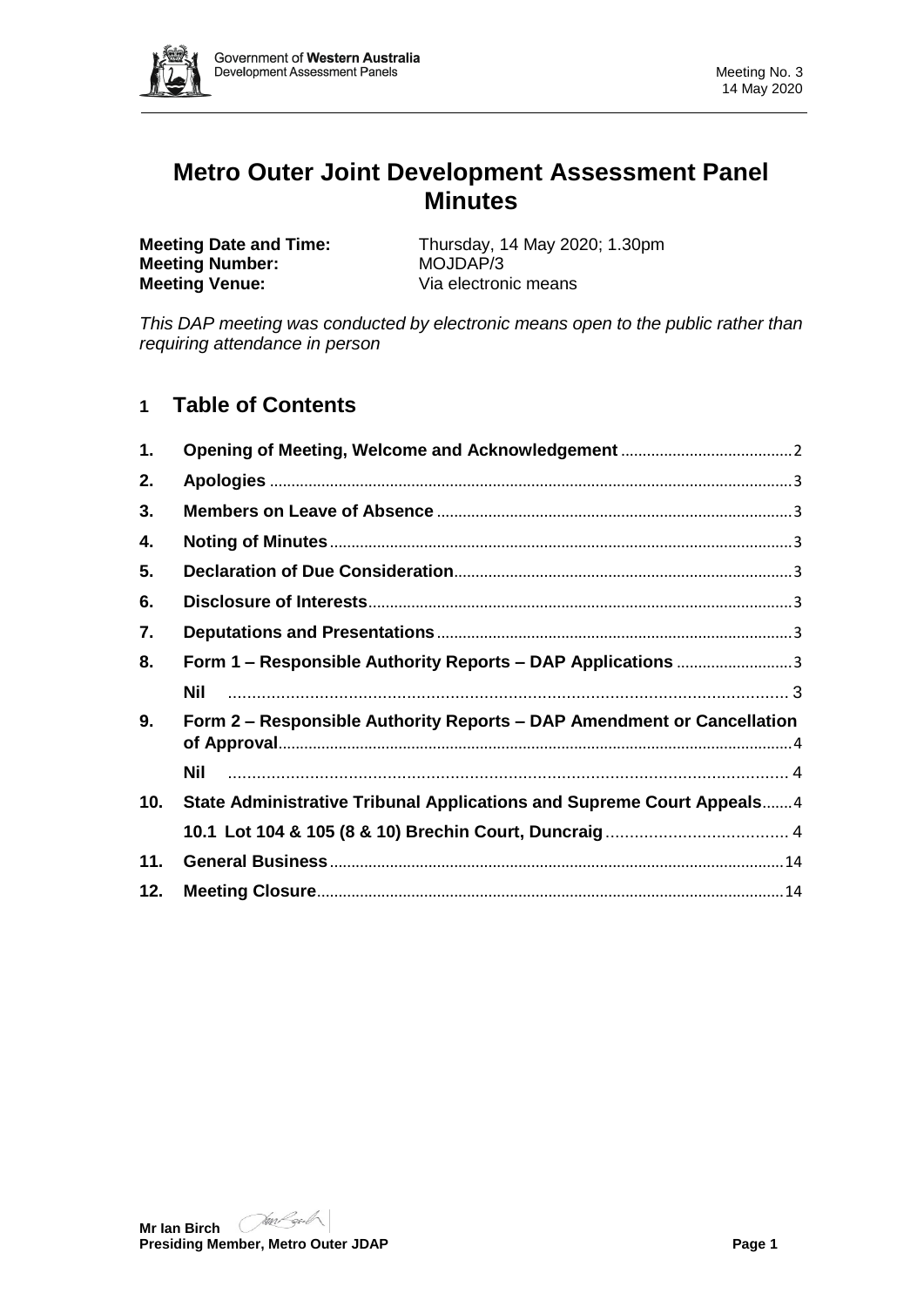# Metro Outer Joint Development Assessment Panel Minutes

**Meeting Date and Time:** Thursday, 14 May 2020; 1.30pm
**Meeting Number:** MOJDAP/3
**Meeting Venue:** Via electronic means

*This DAP meeting was conducted by electronic means open to the public rather than requiring attendance in person*

## 1 Table of Contents

| | | |
|---|---|---|
| **1.** | **Opening of Meeting, Welcome and Acknowledgement** | 2 |
| **2.** | **Apologies** | 3 |
| **3.** | **Members on Leave of Absence** | 3 |
| **4.** | **Noting of Minutes** | 3 |
| **5.** | **Declaration of Due Consideration** | 3 |
| **6.** | **Disclosure of Interests** | 3 |
| **7.** | **Deputations and Presentations** | 3 |
| **8.** | **Form 1 – Responsible Authority Reports – DAP Applications** | 3 |
| | **Nil** | 3 |
| **9.** | **Form 2 – Responsible Authority Reports – DAP Amendment or Cancellation of Approval** | 4 |
| | **Nil** | 4 |
| **10.** | **State Administrative Tribunal Applications and Supreme Court Appeals** | 4 |
| | **10.1 Lot 104 & 105 (8 & 10) Brechin Court, Duncraig** | 4 |
| **11.** | **General Business** | 14 |
| **12.** | **Meeting Closure** | 14 |

**Mr Ian Birch**
**Presiding Member, Metro Outer JDAP**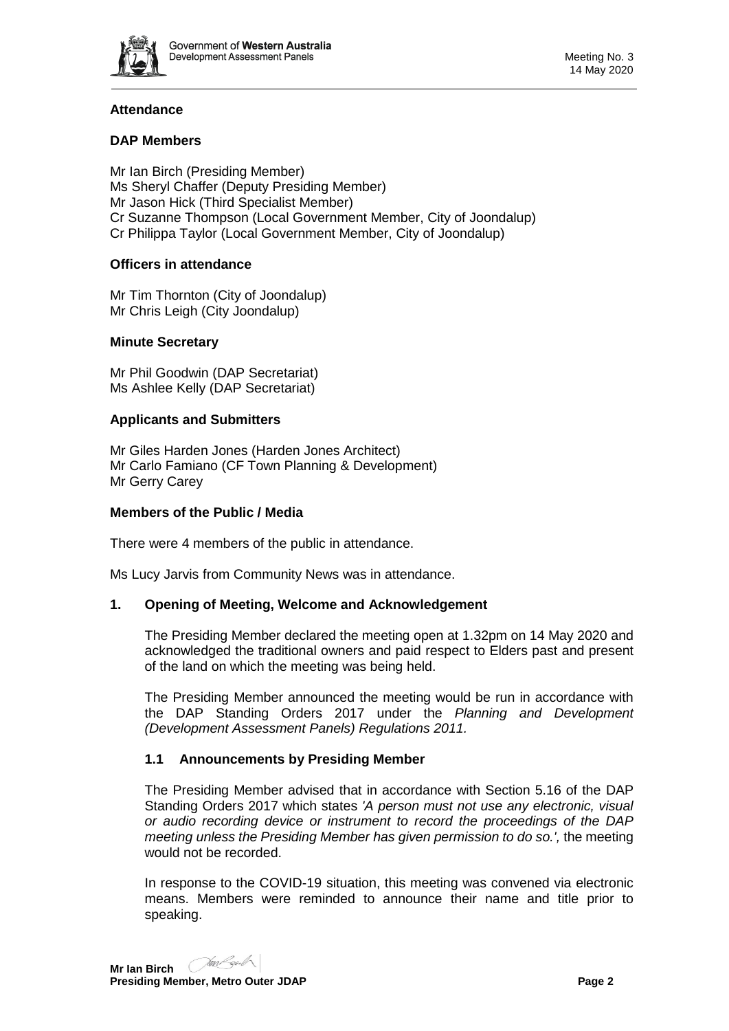## Attendance

### DAP Members

Mr Ian Birch (Presiding Member)
Ms Sheryl Chaffer (Deputy Presiding Member)
Mr Jason Hick (Third Specialist Member)
Cr Suzanne Thompson (Local Government Member, City of Joondalup)
Cr Philippa Taylor (Local Government Member, City of Joondalup)

### Officers in attendance

Mr Tim Thornton (City of Joondalup)
Mr Chris Leigh (City Joondalup)

### Minute Secretary

Mr Phil Goodwin (DAP Secretariat)
Ms Ashlee Kelly (DAP Secretariat)

### Applicants and Submitters

Mr Giles Harden Jones (Harden Jones Architect)
Mr Carlo Famiano (CF Town Planning & Development)
Mr Gerry Carey

### Members of the Public / Media

There were 4 members of the public in attendance.

Ms Lucy Jarvis from Community News was in attendance.

## 1. Opening of Meeting, Welcome and Acknowledgement

The Presiding Member declared the meeting open at 1.32pm on 14 May 2020 and acknowledged the traditional owners and paid respect to Elders past and present of the land on which the meeting was being held.

The Presiding Member announced the meeting would be run in accordance with the DAP Standing Orders 2017 under the *Planning and Development (Development Assessment Panels) Regulations 2011.*

### 1.1 Announcements by Presiding Member

The Presiding Member advised that in accordance with Section 5.16 of the DAP Standing Orders 2017 which states *'A person must not use any electronic, visual or audio recording device or instrument to record the proceedings of the DAP meeting unless the Presiding Member has given permission to do so.',* the meeting would not be recorded.

In response to the COVID-19 situation, this meeting was convened via electronic means. Members were reminded to announce their name and title prior to speaking.

**Mr Ian Birch**
**Presiding Member, Metro Outer JDAP**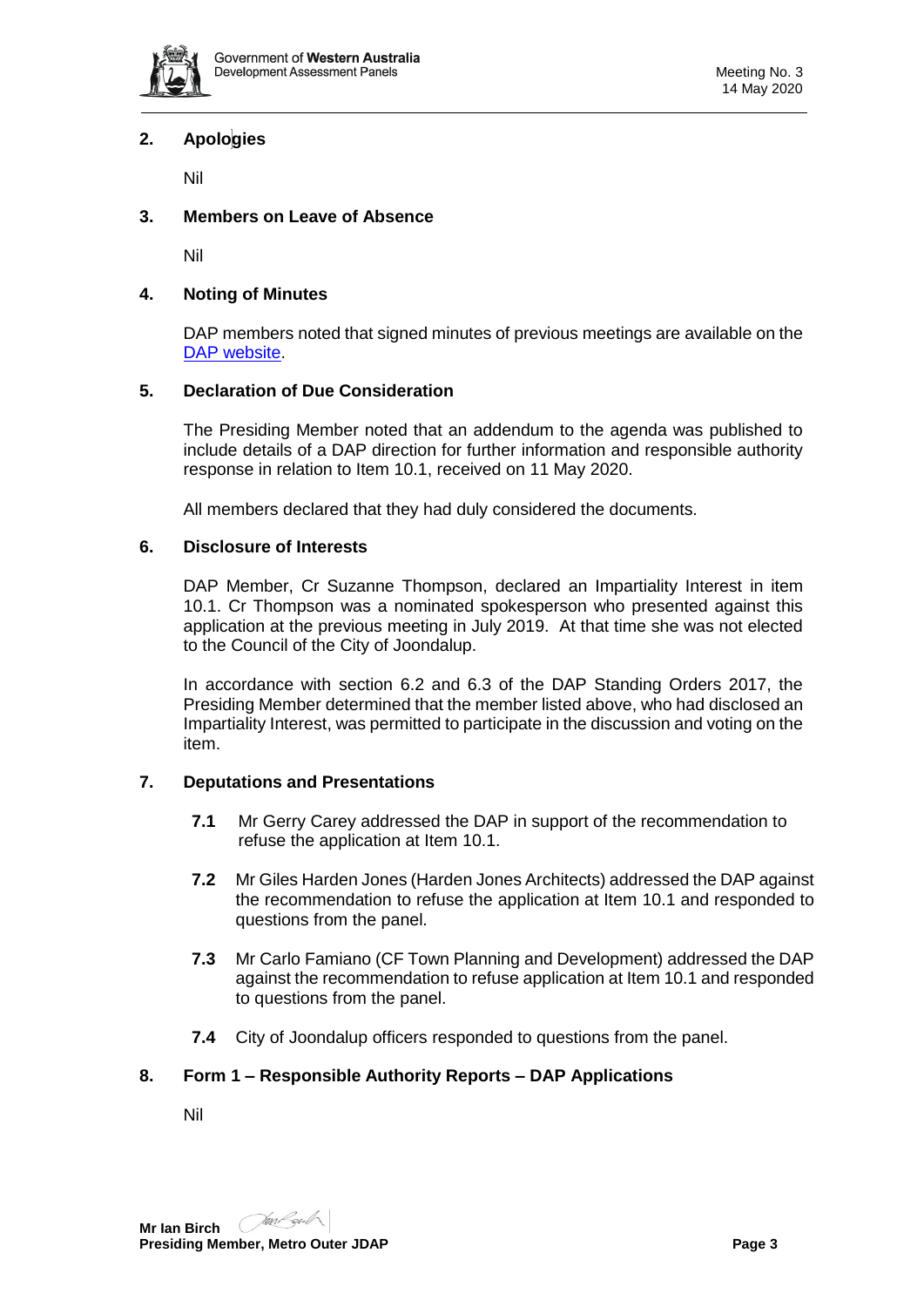## 2. Apologies

Nil

## 3. Members on Leave of Absence

Nil

## 4. Noting of Minutes

DAP members noted that signed minutes of previous meetings are available on the DAP website.

## 5. Declaration of Due Consideration

The Presiding Member noted that an addendum to the agenda was published to include details of a DAP direction for further information and responsible authority response in relation to Item 10.1, received on 11 May 2020.

All members declared that they had duly considered the documents.

## 6. Disclosure of Interests

DAP Member, Cr Suzanne Thompson, declared an Impartiality Interest in item 10.1. Cr Thompson was a nominated spokesperson who presented against this application at the previous meeting in July 2019. At that time she was not elected to the Council of the City of Joondalup.

In accordance with section 6.2 and 6.3 of the DAP Standing Orders 2017, the Presiding Member determined that the member listed above, who had disclosed an Impartiality Interest, was permitted to participate in the discussion and voting on the item.

## 7. Deputations and Presentations

**7.1** Mr Gerry Carey addressed the DAP in support of the recommendation to refuse the application at Item 10.1.

**7.2** Mr Giles Harden Jones (Harden Jones Architects) addressed the DAP against the recommendation to refuse the application at Item 10.1 and responded to questions from the panel.

**7.3** Mr Carlo Famiano (CF Town Planning and Development) addressed the DAP against the recommendation to refuse application at Item 10.1 and responded to questions from the panel.

**7.4** City of Joondalup officers responded to questions from the panel.

## 8. Form 1 – Responsible Authority Reports – DAP Applications

Nil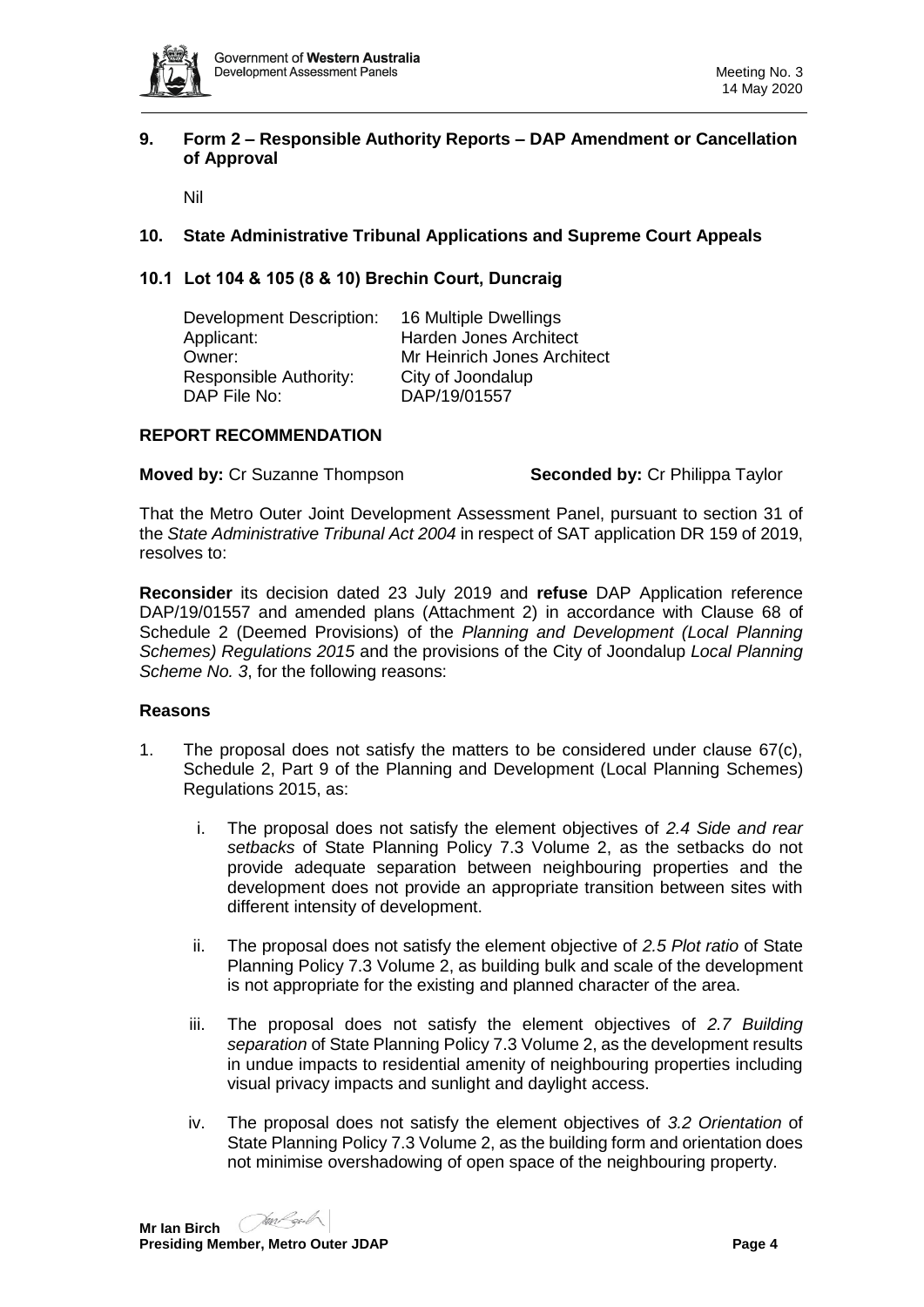## 9. Form 2 – Responsible Authority Reports – DAP Amendment or Cancellation of Approval

Nil

## 10. State Administrative Tribunal Applications and Supreme Court Appeals

### 10.1 Lot 104 & 105 (8 & 10) Brechin Court, Duncraig

| | |
|---|---|
| Development Description: | 16 Multiple Dwellings |
| Applicant: | Harden Jones Architect |
| Owner: | Mr Heinrich Jones Architect |
| Responsible Authority: | City of Joondalup |
| DAP File No: | DAP/19/01557 |

**REPORT RECOMMENDATION**

**Moved by:** Cr Suzanne Thompson **Seconded by:** Cr Philippa Taylor

That the Metro Outer Joint Development Assessment Panel, pursuant to section 31 of the *State Administrative Tribunal Act 2004* in respect of SAT application DR 159 of 2019, resolves to:

**Reconsider** its decision dated 23 July 2019 and **refuse** DAP Application reference DAP/19/01557 and amended plans (Attachment 2) in accordance with Clause 68 of Schedule 2 (Deemed Provisions) of the *Planning and Development (Local Planning Schemes) Regulations 2015* and the provisions of the City of Joondalup *Local Planning Scheme No. 3*, for the following reasons:

**Reasons**

1. The proposal does not satisfy the matters to be considered under clause 67(c), Schedule 2, Part 9 of the Planning and Development (Local Planning Schemes) Regulations 2015, as:

   i. The proposal does not satisfy the element objectives of *2.4 Side and rear setbacks* of State Planning Policy 7.3 Volume 2, as the setbacks do not provide adequate separation between neighbouring properties and the development does not provide an appropriate transition between sites with different intensity of development.

   ii. The proposal does not satisfy the element objective of *2.5 Plot ratio* of State Planning Policy 7.3 Volume 2, as building bulk and scale of the development is not appropriate for the existing and planned character of the area.

   iii. The proposal does not satisfy the element objectives of *2.7 Building separation* of State Planning Policy 7.3 Volume 2, as the development results in undue impacts to residential amenity of neighbouring properties including visual privacy impacts and sunlight and daylight access.

   iv. The proposal does not satisfy the element objectives of *3.2 Orientation* of State Planning Policy 7.3 Volume 2, as the building form and orientation does not minimise overshadowing of open space of the neighbouring property.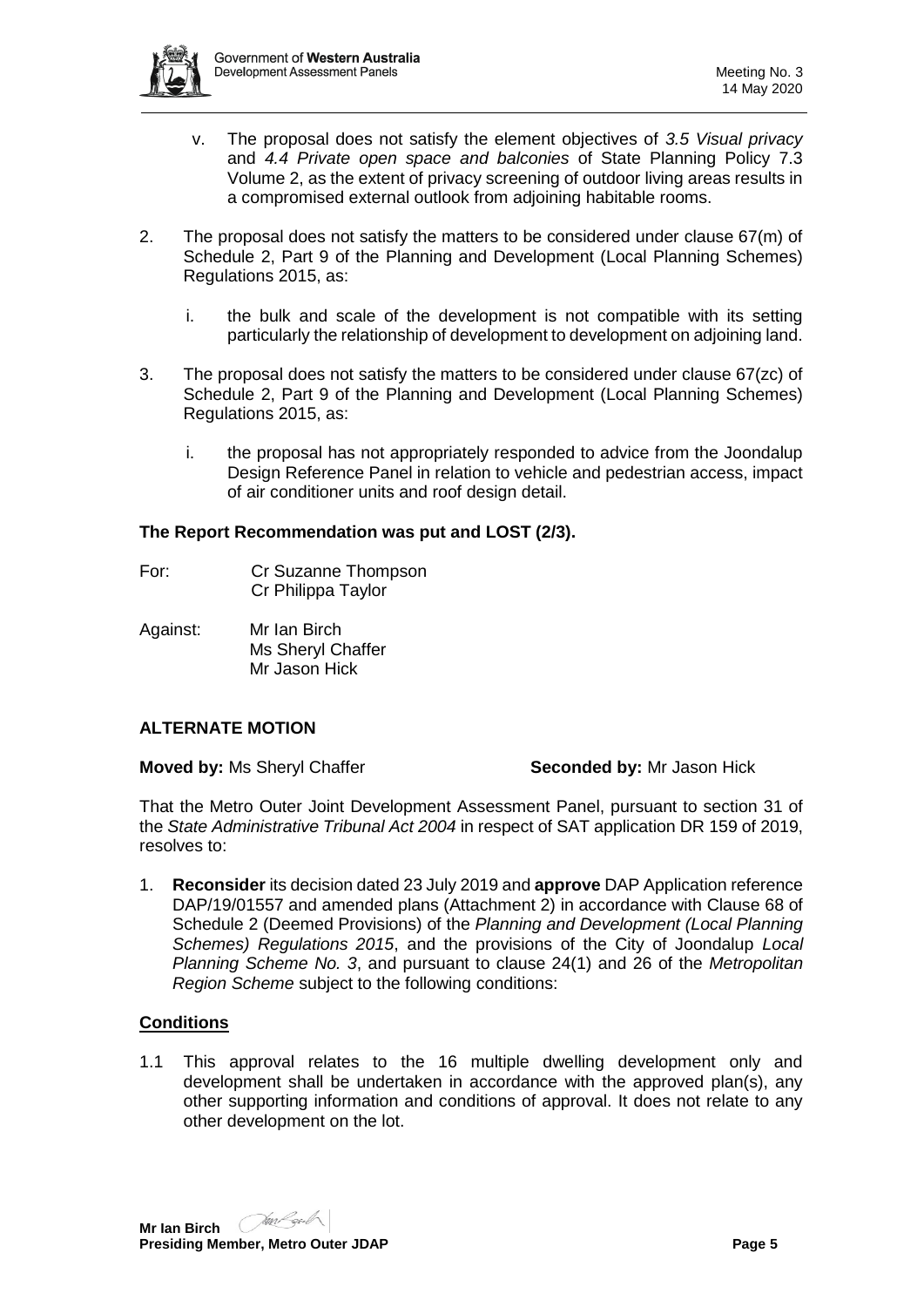v. The proposal does not satisfy the element objectives of *3.5 Visual privacy* and *4.4 Private open space and balconies* of State Planning Policy 7.3 Volume 2, as the extent of privacy screening of outdoor living areas results in a compromised external outlook from adjoining habitable rooms.

2. The proposal does not satisfy the matters to be considered under clause 67(m) of Schedule 2, Part 9 of the Planning and Development (Local Planning Schemes) Regulations 2015, as:

   i. the bulk and scale of the development is not compatible with its setting particularly the relationship of development to development on adjoining land.

3. The proposal does not satisfy the matters to be considered under clause 67(zc) of Schedule 2, Part 9 of the Planning and Development (Local Planning Schemes) Regulations 2015, as:

   i. the proposal has not appropriately responded to advice from the Joondalup Design Reference Panel in relation to vehicle and pedestrian access, impact of air conditioner units and roof design detail.

**The Report Recommendation was put and LOST (2/3).**

For: Cr Suzanne Thompson
Cr Philippa Taylor

Against: Mr Ian Birch
Ms Sheryl Chaffer
Mr Jason Hick

## ALTERNATE MOTION

**Moved by:** Ms Sheryl Chaffer **Seconded by:** Mr Jason Hick

That the Metro Outer Joint Development Assessment Panel, pursuant to section 31 of the *State Administrative Tribunal Act 2004* in respect of SAT application DR 159 of 2019, resolves to:

1. **Reconsider** its decision dated 23 July 2019 and **approve** DAP Application reference DAP/19/01557 and amended plans (Attachment 2) in accordance with Clause 68 of Schedule 2 (Deemed Provisions) of the *Planning and Development (Local Planning Schemes) Regulations 2015*, and the provisions of the City of Joondalup *Local Planning Scheme No. 3*, and pursuant to clause 24(1) and 26 of the *Metropolitan Region Scheme* subject to the following conditions:

### Conditions

1.1 This approval relates to the 16 multiple dwelling development only and development shall be undertaken in accordance with the approved plan(s), any other supporting information and conditions of approval. It does not relate to any other development on the lot.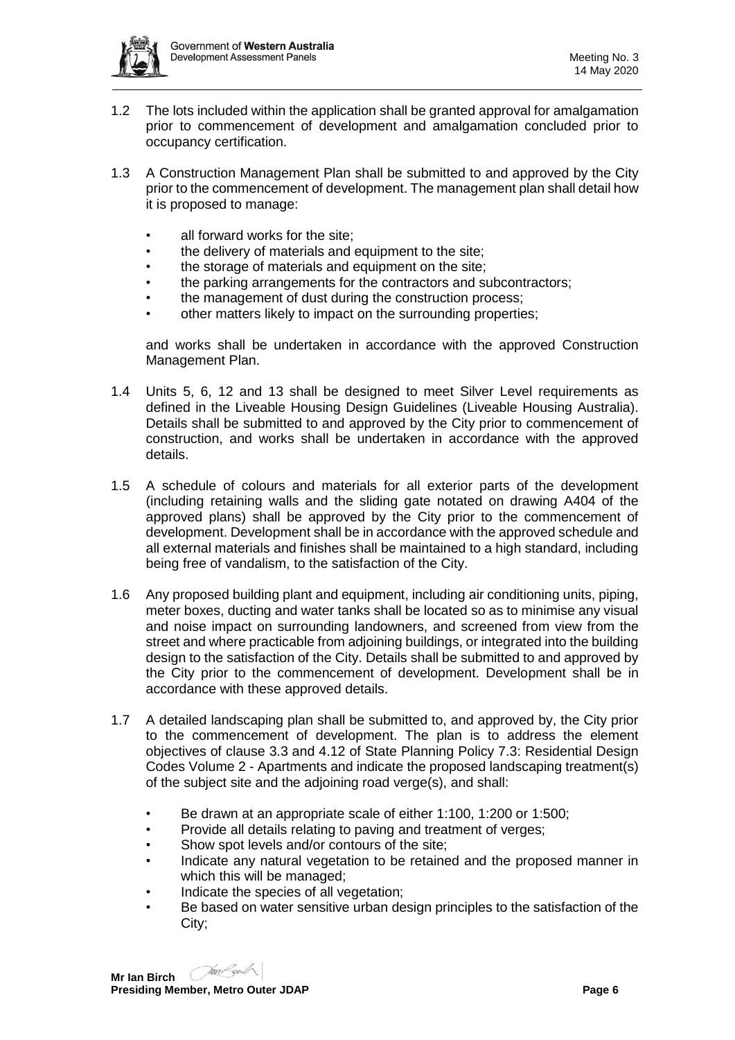1.2 The lots included within the application shall be granted approval for amalgamation prior to commencement of development and amalgamation concluded prior to occupancy certification.

1.3 A Construction Management Plan shall be submitted to and approved by the City prior to the commencement of development. The management plan shall detail how it is proposed to manage:

- all forward works for the site;
- the delivery of materials and equipment to the site;
- the storage of materials and equipment on the site;
- the parking arrangements for the contractors and subcontractors;
- the management of dust during the construction process;
- other matters likely to impact on the surrounding properties;

and works shall be undertaken in accordance with the approved Construction Management Plan.

1.4 Units 5, 6, 12 and 13 shall be designed to meet Silver Level requirements as defined in the Liveable Housing Design Guidelines (Liveable Housing Australia). Details shall be submitted to and approved by the City prior to commencement of construction, and works shall be undertaken in accordance with the approved details.

1.5 A schedule of colours and materials for all exterior parts of the development (including retaining walls and the sliding gate notated on drawing A404 of the approved plans) shall be approved by the City prior to the commencement of development. Development shall be in accordance with the approved schedule and all external materials and finishes shall be maintained to a high standard, including being free of vandalism, to the satisfaction of the City.

1.6 Any proposed building plant and equipment, including air conditioning units, piping, meter boxes, ducting and water tanks shall be located so as to minimise any visual and noise impact on surrounding landowners, and screened from view from the street and where practicable from adjoining buildings, or integrated into the building design to the satisfaction of the City. Details shall be submitted to and approved by the City prior to the commencement of development. Development shall be in accordance with these approved details.

1.7 A detailed landscaping plan shall be submitted to, and approved by, the City prior to the commencement of development. The plan is to address the element objectives of clause 3.3 and 4.12 of State Planning Policy 7.3: Residential Design Codes Volume 2 - Apartments and indicate the proposed landscaping treatment(s) of the subject site and the adjoining road verge(s), and shall:

- Be drawn at an appropriate scale of either 1:100, 1:200 or 1:500;
- Provide all details relating to paving and treatment of verges;
- Show spot levels and/or contours of the site;
- Indicate any natural vegetation to be retained and the proposed manner in which this will be managed;
- Indicate the species of all vegetation;
- Be based on water sensitive urban design principles to the satisfaction of the City;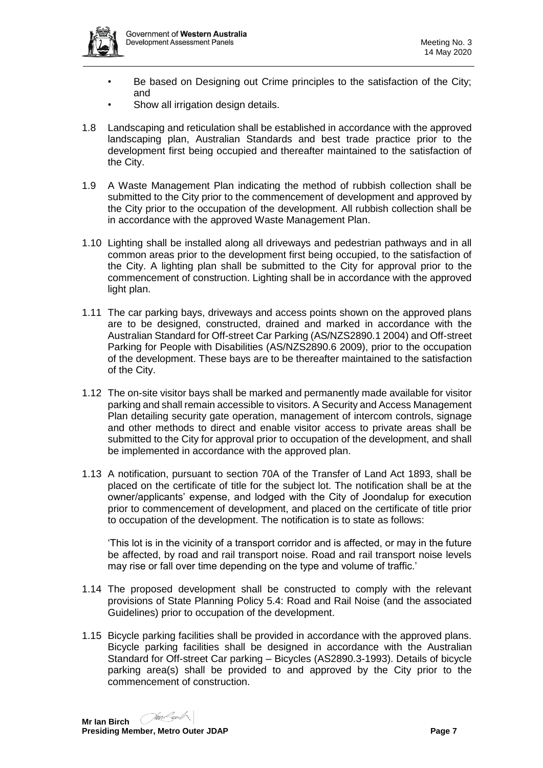- Be based on Designing out Crime principles to the satisfaction of the City; and
- Show all irrigation design details.

1.8 Landscaping and reticulation shall be established in accordance with the approved landscaping plan, Australian Standards and best trade practice prior to the development first being occupied and thereafter maintained to the satisfaction of the City.

1.9 A Waste Management Plan indicating the method of rubbish collection shall be submitted to the City prior to the commencement of development and approved by the City prior to the occupation of the development. All rubbish collection shall be in accordance with the approved Waste Management Plan.

1.10 Lighting shall be installed along all driveways and pedestrian pathways and in all common areas prior to the development first being occupied, to the satisfaction of the City. A lighting plan shall be submitted to the City for approval prior to the commencement of construction. Lighting shall be in accordance with the approved light plan.

1.11 The car parking bays, driveways and access points shown on the approved plans are to be designed, constructed, drained and marked in accordance with the Australian Standard for Off-street Car Parking (AS/NZS2890.1 2004) and Off-street Parking for People with Disabilities (AS/NZS2890.6 2009), prior to the occupation of the development. These bays are to be thereafter maintained to the satisfaction of the City.

1.12 The on-site visitor bays shall be marked and permanently made available for visitor parking and shall remain accessible to visitors. A Security and Access Management Plan detailing security gate operation, management of intercom controls, signage and other methods to direct and enable visitor access to private areas shall be submitted to the City for approval prior to occupation of the development, and shall be implemented in accordance with the approved plan.

1.13 A notification, pursuant to section 70A of the Transfer of Land Act 1893, shall be placed on the certificate of title for the subject lot. The notification shall be at the owner/applicants' expense, and lodged with the City of Joondalup for execution prior to commencement of development, and placed on the certificate of title prior to occupation of the development. The notification is to state as follows:

'This lot is in the vicinity of a transport corridor and is affected, or may in the future be affected, by road and rail transport noise. Road and rail transport noise levels may rise or fall over time depending on the type and volume of traffic.'

1.14 The proposed development shall be constructed to comply with the relevant provisions of State Planning Policy 5.4: Road and Rail Noise (and the associated Guidelines) prior to occupation of the development.

1.15 Bicycle parking facilities shall be provided in accordance with the approved plans. Bicycle parking facilities shall be designed in accordance with the Australian Standard for Off-street Car parking – Bicycles (AS2890.3-1993). Details of bicycle parking area(s) shall be provided to and approved by the City prior to the commencement of construction.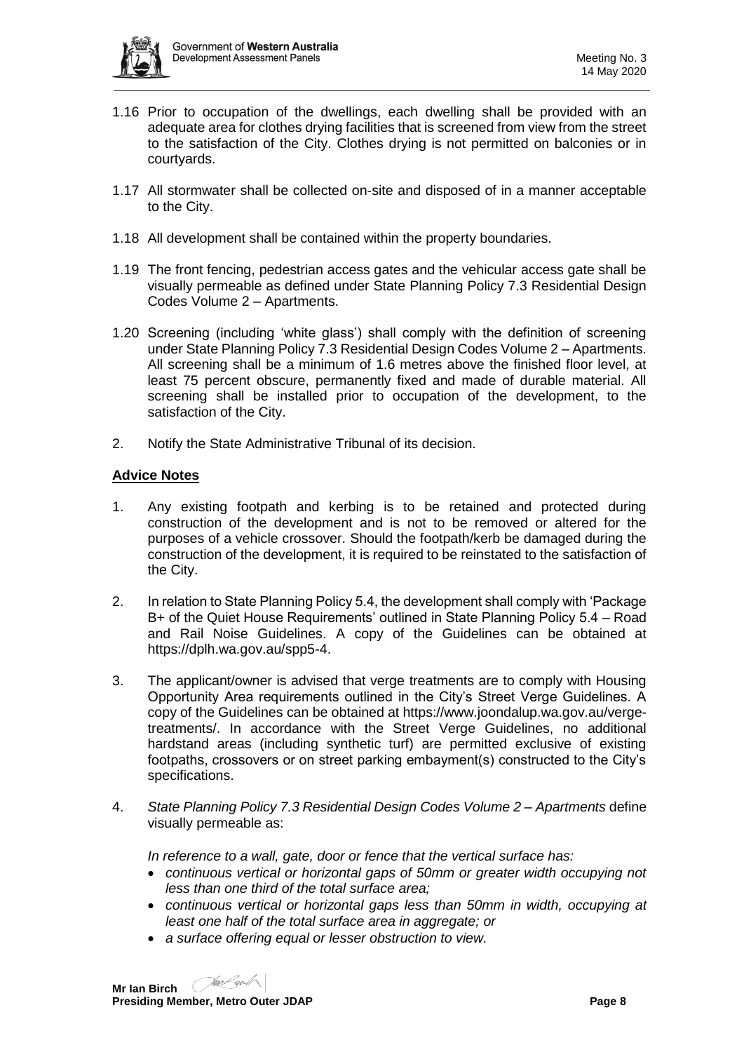1.16 Prior to occupation of the dwellings, each dwelling shall be provided with an adequate area for clothes drying facilities that is screened from view from the street to the satisfaction of the City. Clothes drying is not permitted on balconies or in courtyards.

1.17 All stormwater shall be collected on-site and disposed of in a manner acceptable to the City.

1.18 All development shall be contained within the property boundaries.

1.19 The front fencing, pedestrian access gates and the vehicular access gate shall be visually permeable as defined under State Planning Policy 7.3 Residential Design Codes Volume 2 – Apartments.

1.20 Screening (including 'white glass') shall comply with the definition of screening under State Planning Policy 7.3 Residential Design Codes Volume 2 – Apartments. All screening shall be a minimum of 1.6 metres above the finished floor level, at least 75 percent obscure, permanently fixed and made of durable material. All screening shall be installed prior to occupation of the development, to the satisfaction of the City.

2. Notify the State Administrative Tribunal of its decision.

**Advice Notes**

1. Any existing footpath and kerbing is to be retained and protected during construction of the development and is not to be removed or altered for the purposes of a vehicle crossover. Should the footpath/kerb be damaged during the construction of the development, it is required to be reinstated to the satisfaction of the City.

2. In relation to State Planning Policy 5.4, the development shall comply with 'Package B+ of the Quiet House Requirements' outlined in State Planning Policy 5.4 – Road and Rail Noise Guidelines. A copy of the Guidelines can be obtained at https://dplh.wa.gov.au/spp5-4.

3. The applicant/owner is advised that verge treatments are to comply with Housing Opportunity Area requirements outlined in the City's Street Verge Guidelines. A copy of the Guidelines can be obtained at https://www.joondalup.wa.gov.au/verge-treatments/. In accordance with the Street Verge Guidelines, no additional hardstand areas (including synthetic turf) are permitted exclusive of existing footpaths, crossovers or on street parking embayment(s) constructed to the City's specifications.

4. *State Planning Policy 7.3 Residential Design Codes Volume 2 – Apartments* define visually permeable as:

   *In reference to a wall, gate, door or fence that the vertical surface has:*
   - *continuous vertical or horizontal gaps of 50mm or greater width occupying not less than one third of the total surface area;*
   - *continuous vertical or horizontal gaps less than 50mm in width, occupying at least one half of the total surface area in aggregate; or*
   - *a surface offering equal or lesser obstruction to view.*

**Mr Ian Birch**
**Presiding Member, Metro Outer JDAP**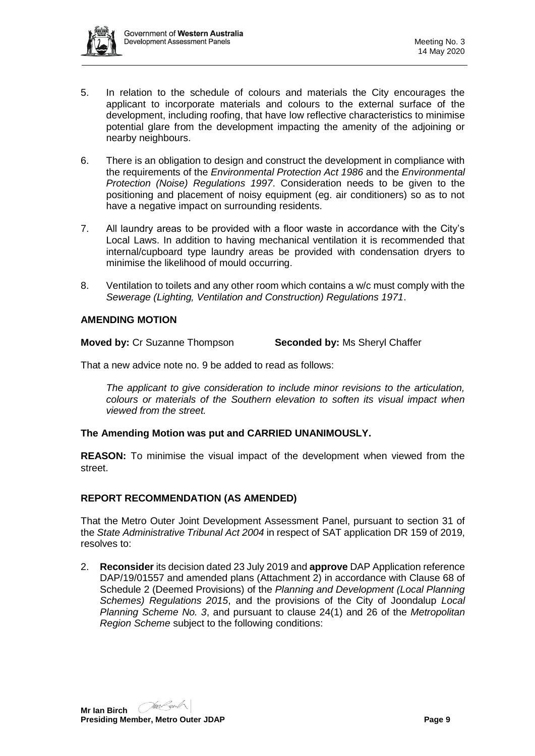5. In relation to the schedule of colours and materials the City encourages the applicant to incorporate materials and colours to the external surface of the development, including roofing, that have low reflective characteristics to minimise potential glare from the development impacting the amenity of the adjoining or nearby neighbours.

6. There is an obligation to design and construct the development in compliance with the requirements of the *Environmental Protection Act 1986* and the *Environmental Protection (Noise) Regulations 1997*. Consideration needs to be given to the positioning and placement of noisy equipment (eg. air conditioners) so as to not have a negative impact on surrounding residents.

7. All laundry areas to be provided with a floor waste in accordance with the City's Local Laws. In addition to having mechanical ventilation it is recommended that internal/cupboard type laundry areas be provided with condensation dryers to minimise the likelihood of mould occurring.

8. Ventilation to toilets and any other room which contains a w/c must comply with the *Sewerage (Lighting, Ventilation and Construction) Regulations 1971*.

**AMENDING MOTION**

**Moved by:** Cr Suzanne Thompson **Seconded by:** Ms Sheryl Chaffer

That a new advice note no. 9 be added to read as follows:

*The applicant to give consideration to include minor revisions to the articulation, colours or materials of the Southern elevation to soften its visual impact when viewed from the street.*

**The Amending Motion was put and CARRIED UNANIMOUSLY.**

**REASON:** To minimise the visual impact of the development when viewed from the street.

**REPORT RECOMMENDATION (AS AMENDED)**

That the Metro Outer Joint Development Assessment Panel, pursuant to section 31 of the *State Administrative Tribunal Act 2004* in respect of SAT application DR 159 of 2019, resolves to:

2. **Reconsider** its decision dated 23 July 2019 and **approve** DAP Application reference DAP/19/01557 and amended plans (Attachment 2) in accordance with Clause 68 of Schedule 2 (Deemed Provisions) of the *Planning and Development (Local Planning Schemes) Regulations 2015*, and the provisions of the City of Joondalup *Local Planning Scheme No. 3*, and pursuant to clause 24(1) and 26 of the *Metropolitan Region Scheme* subject to the following conditions: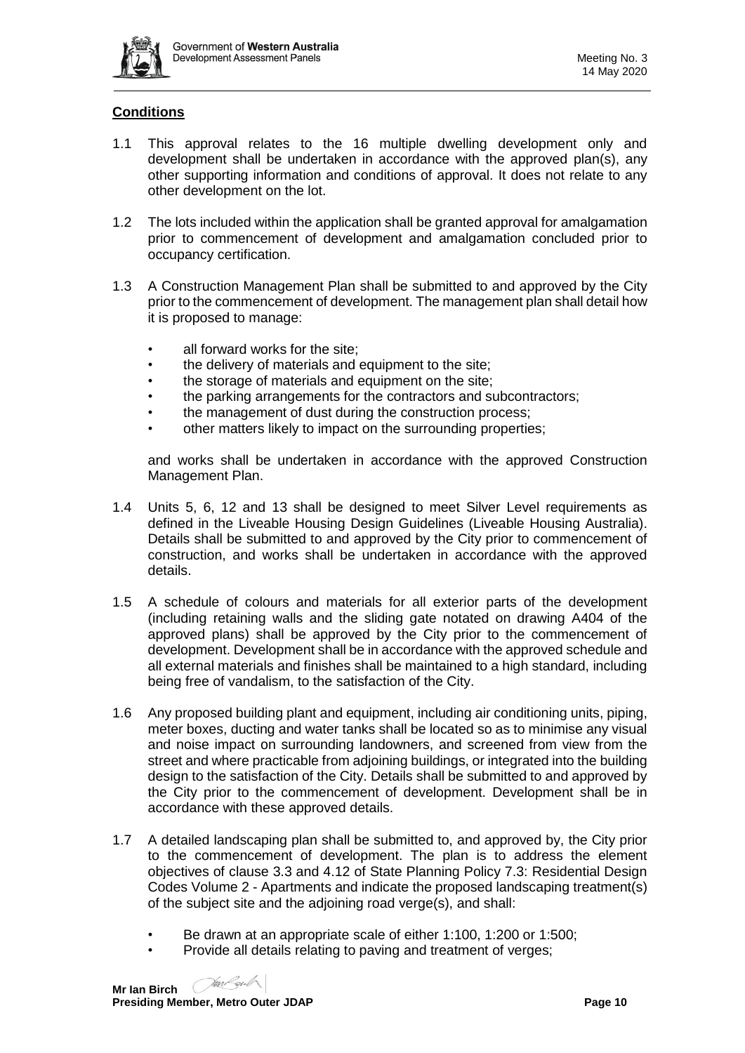## Conditions

1.1 This approval relates to the 16 multiple dwelling development only and development shall be undertaken in accordance with the approved plan(s), any other supporting information and conditions of approval. It does not relate to any other development on the lot.

1.2 The lots included within the application shall be granted approval for amalgamation prior to commencement of development and amalgamation concluded prior to occupancy certification.

1.3 A Construction Management Plan shall be submitted to and approved by the City prior to the commencement of development. The management plan shall detail how it is proposed to manage:

- all forward works for the site;
- the delivery of materials and equipment to the site;
- the storage of materials and equipment on the site;
- the parking arrangements for the contractors and subcontractors;
- the management of dust during the construction process;
- other matters likely to impact on the surrounding properties;

and works shall be undertaken in accordance with the approved Construction Management Plan.

1.4 Units 5, 6, 12 and 13 shall be designed to meet Silver Level requirements as defined in the Liveable Housing Design Guidelines (Liveable Housing Australia). Details shall be submitted to and approved by the City prior to commencement of construction, and works shall be undertaken in accordance with the approved details.

1.5 A schedule of colours and materials for all exterior parts of the development (including retaining walls and the sliding gate notated on drawing A404 of the approved plans) shall be approved by the City prior to the commencement of development. Development shall be in accordance with the approved schedule and all external materials and finishes shall be maintained to a high standard, including being free of vandalism, to the satisfaction of the City.

1.6 Any proposed building plant and equipment, including air conditioning units, piping, meter boxes, ducting and water tanks shall be located so as to minimise any visual and noise impact on surrounding landowners, and screened from view from the street and where practicable from adjoining buildings, or integrated into the building design to the satisfaction of the City. Details shall be submitted to and approved by the City prior to the commencement of development. Development shall be in accordance with these approved details.

1.7 A detailed landscaping plan shall be submitted to, and approved by, the City prior to the commencement of development. The plan is to address the element objectives of clause 3.3 and 4.12 of State Planning Policy 7.3: Residential Design Codes Volume 2 - Apartments and indicate the proposed landscaping treatment(s) of the subject site and the adjoining road verge(s), and shall:

- Be drawn at an appropriate scale of either 1:100, 1:200 or 1:500;
- Provide all details relating to paving and treatment of verges;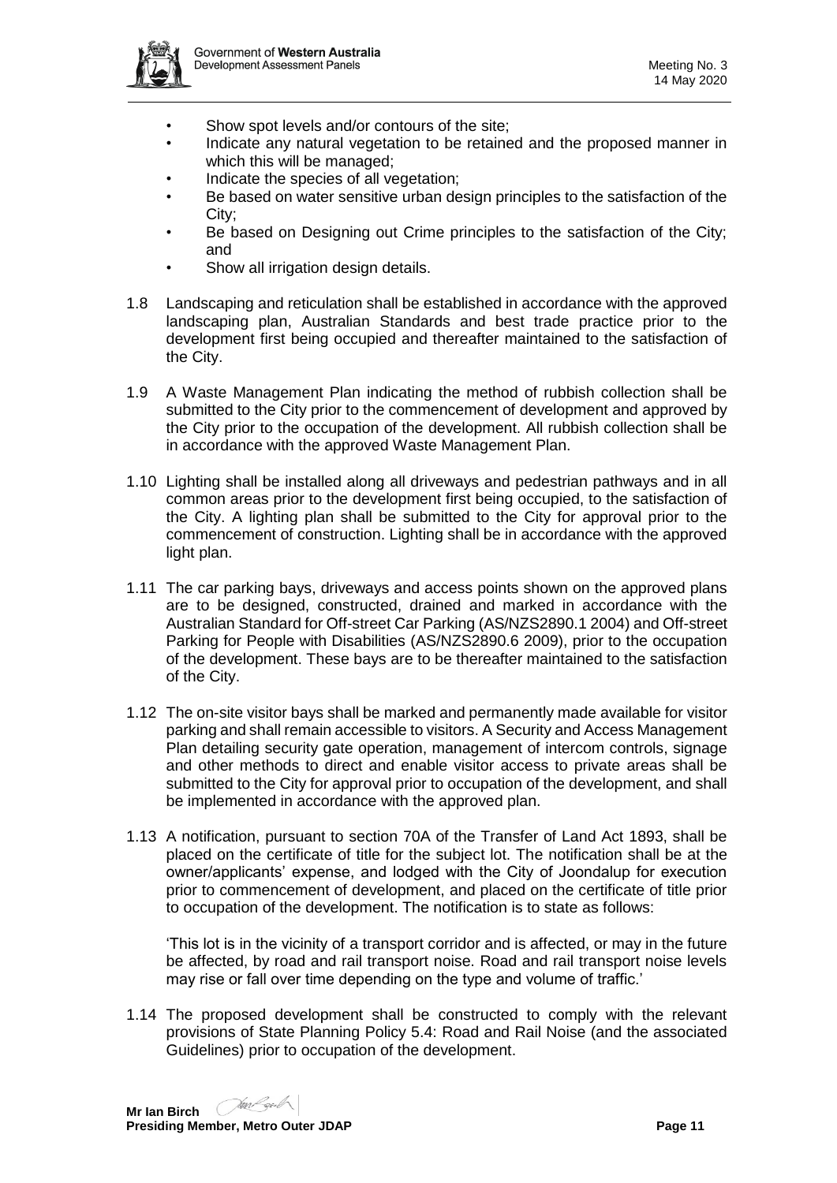- Show spot levels and/or contours of the site;
- Indicate any natural vegetation to be retained and the proposed manner in which this will be managed;
- Indicate the species of all vegetation;
- Be based on water sensitive urban design principles to the satisfaction of the City;
- Be based on Designing out Crime principles to the satisfaction of the City; and
- Show all irrigation design details.

1.8 Landscaping and reticulation shall be established in accordance with the approved landscaping plan, Australian Standards and best trade practice prior to the development first being occupied and thereafter maintained to the satisfaction of the City.

1.9 A Waste Management Plan indicating the method of rubbish collection shall be submitted to the City prior to the commencement of development and approved by the City prior to the occupation of the development. All rubbish collection shall be in accordance with the approved Waste Management Plan.

1.10 Lighting shall be installed along all driveways and pedestrian pathways and in all common areas prior to the development first being occupied, to the satisfaction of the City. A lighting plan shall be submitted to the City for approval prior to the commencement of construction. Lighting shall be in accordance with the approved light plan.

1.11 The car parking bays, driveways and access points shown on the approved plans are to be designed, constructed, drained and marked in accordance with the Australian Standard for Off-street Car Parking (AS/NZS2890.1 2004) and Off-street Parking for People with Disabilities (AS/NZS2890.6 2009), prior to the occupation of the development. These bays are to be thereafter maintained to the satisfaction of the City.

1.12 The on-site visitor bays shall be marked and permanently made available for visitor parking and shall remain accessible to visitors. A Security and Access Management Plan detailing security gate operation, management of intercom controls, signage and other methods to direct and enable visitor access to private areas shall be submitted to the City for approval prior to occupation of the development, and shall be implemented in accordance with the approved plan.

1.13 A notification, pursuant to section 70A of the Transfer of Land Act 1893, shall be placed on the certificate of title for the subject lot. The notification shall be at the owner/applicants' expense, and lodged with the City of Joondalup for execution prior to commencement of development, and placed on the certificate of title prior to occupation of the development. The notification is to state as follows:

'This lot is in the vicinity of a transport corridor and is affected, or may in the future be affected, by road and rail transport noise. Road and rail transport noise levels may rise or fall over time depending on the type and volume of traffic.'

1.14 The proposed development shall be constructed to comply with the relevant provisions of State Planning Policy 5.4: Road and Rail Noise (and the associated Guidelines) prior to occupation of the development.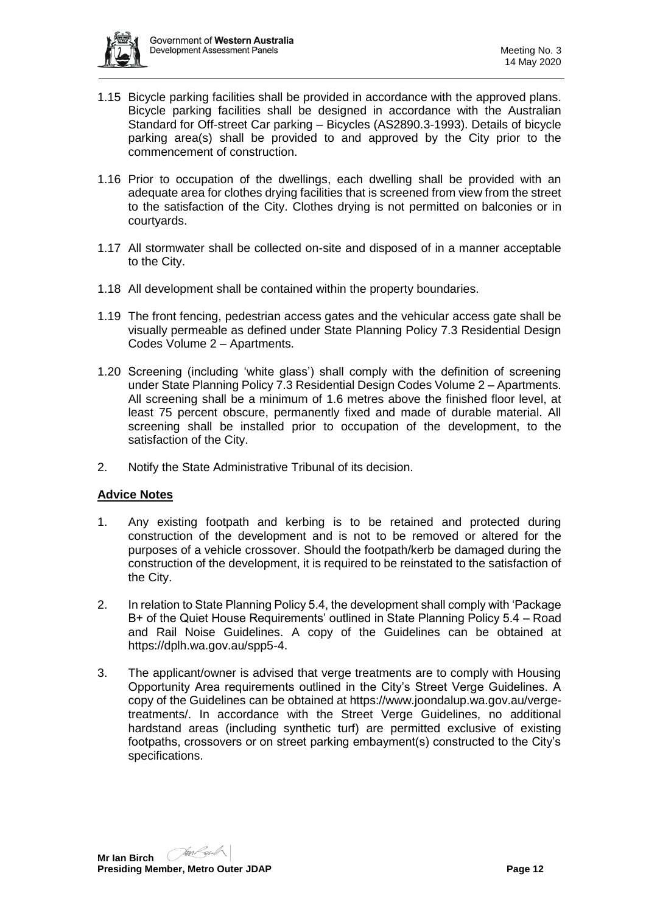1.15 Bicycle parking facilities shall be provided in accordance with the approved plans. Bicycle parking facilities shall be designed in accordance with the Australian Standard for Off-street Car parking – Bicycles (AS2890.3-1993). Details of bicycle parking area(s) shall be provided to and approved by the City prior to the commencement of construction.

1.16 Prior to occupation of the dwellings, each dwelling shall be provided with an adequate area for clothes drying facilities that is screened from view from the street to the satisfaction of the City. Clothes drying is not permitted on balconies or in courtyards.

1.17 All stormwater shall be collected on-site and disposed of in a manner acceptable to the City.

1.18 All development shall be contained within the property boundaries.

1.19 The front fencing, pedestrian access gates and the vehicular access gate shall be visually permeable as defined under State Planning Policy 7.3 Residential Design Codes Volume 2 – Apartments.

1.20 Screening (including 'white glass') shall comply with the definition of screening under State Planning Policy 7.3 Residential Design Codes Volume 2 – Apartments. All screening shall be a minimum of 1.6 metres above the finished floor level, at least 75 percent obscure, permanently fixed and made of durable material. All screening shall be installed prior to occupation of the development, to the satisfaction of the City.

2. Notify the State Administrative Tribunal of its decision.

**Advice Notes**

1. Any existing footpath and kerbing is to be retained and protected during construction of the development and is not to be removed or altered for the purposes of a vehicle crossover. Should the footpath/kerb be damaged during the construction of the development, it is required to be reinstated to the satisfaction of the City.

2. In relation to State Planning Policy 5.4, the development shall comply with 'Package B+ of the Quiet House Requirements' outlined in State Planning Policy 5.4 – Road and Rail Noise Guidelines. A copy of the Guidelines can be obtained at https://dplh.wa.gov.au/spp5-4.

3. The applicant/owner is advised that verge treatments are to comply with Housing Opportunity Area requirements outlined in the City's Street Verge Guidelines. A copy of the Guidelines can be obtained at https://www.joondalup.wa.gov.au/verge-treatments/. In accordance with the Street Verge Guidelines, no additional hardstand areas (including synthetic turf) are permitted exclusive of existing footpaths, crossovers or on street parking embayment(s) constructed to the City's specifications.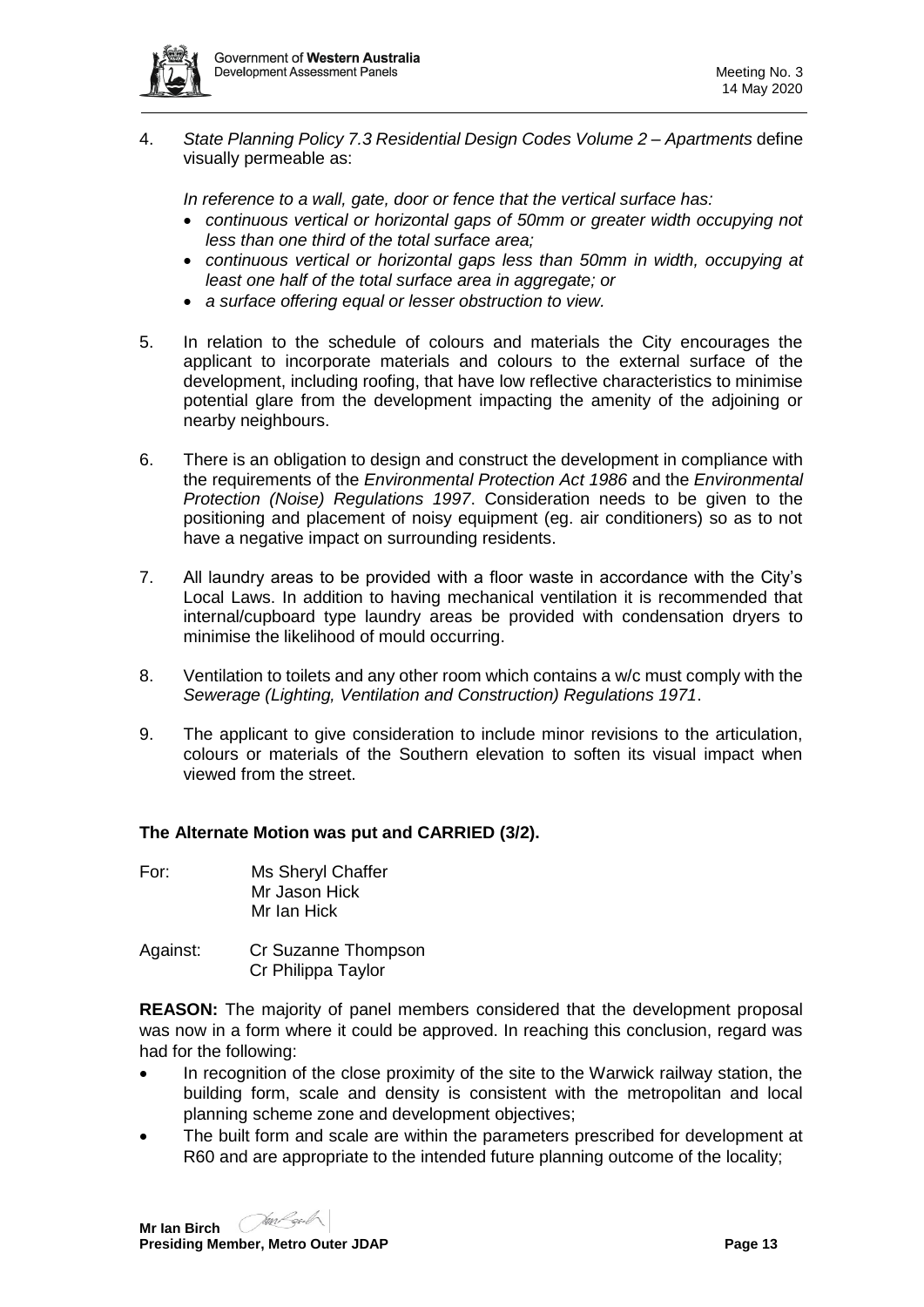4. *State Planning Policy 7.3 Residential Design Codes Volume 2 – Apartments* define visually permeable as:

   *In reference to a wall, gate, door or fence that the vertical surface has:*
   - *continuous vertical or horizontal gaps of 50mm or greater width occupying not less than one third of the total surface area;*
   - *continuous vertical or horizontal gaps less than 50mm in width, occupying at least one half of the total surface area in aggregate; or*
   - *a surface offering equal or lesser obstruction to view.*

5. In relation to the schedule of colours and materials the City encourages the applicant to incorporate materials and colours to the external surface of the development, including roofing, that have low reflective characteristics to minimise potential glare from the development impacting the amenity of the adjoining or nearby neighbours.

6. There is an obligation to design and construct the development in compliance with the requirements of the *Environmental Protection Act 1986* and the *Environmental Protection (Noise) Regulations 1997*. Consideration needs to be given to the positioning and placement of noisy equipment (eg. air conditioners) so as to not have a negative impact on surrounding residents.

7. All laundry areas to be provided with a floor waste in accordance with the City's Local Laws. In addition to having mechanical ventilation it is recommended that internal/cupboard type laundry areas be provided with condensation dryers to minimise the likelihood of mould occurring.

8. Ventilation to toilets and any other room which contains a w/c must comply with the *Sewerage (Lighting, Ventilation and Construction) Regulations 1971*.

9. The applicant to give consideration to include minor revisions to the articulation, colours or materials of the Southern elevation to soften its visual impact when viewed from the street.

**The Alternate Motion was put and CARRIED (3/2).**

For: Ms Sheryl Chaffer
Mr Jason Hick
Mr Ian Hick

Against: Cr Suzanne Thompson
Cr Philippa Taylor

**REASON:** The majority of panel members considered that the development proposal was now in a form where it could be approved. In reaching this conclusion, regard was had for the following:

- In recognition of the close proximity of the site to the Warwick railway station, the building form, scale and density is consistent with the metropolitan and local planning scheme zone and development objectives;
- The built form and scale are within the parameters prescribed for development at R60 and are appropriate to the intended future planning outcome of the locality;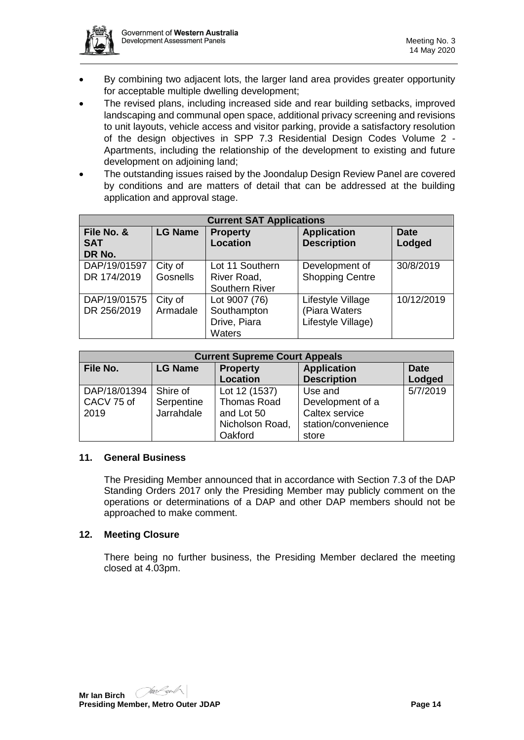- By combining two adjacent lots, the larger land area provides greater opportunity for acceptable multiple dwelling development;
- The revised plans, including increased side and rear building setbacks, improved landscaping and communal open space, additional privacy screening and revisions to unit layouts, vehicle access and visitor parking, provide a satisfactory resolution of the design objectives in SPP 7.3 Residential Design Codes Volume 2 - Apartments, including the relationship of the development to existing and future development on adjoining land;
- The outstanding issues raised by the Joondalup Design Review Panel are covered by conditions and are matters of detail that can be addressed at the building application and approval stage.

| Current SAT Applications | | | | |
|---|---|---|---|---|
| **File No. & SAT DR No.** | **LG Name** | **Property Location** | **Application Description** | **Date Lodged** |
| DAP/19/01597 DR 174/2019 | City of Gosnells | Lot 11 Southern River Road, Southern River | Development of Shopping Centre | 30/8/2019 |
| DAP/19/01575 DR 256/2019 | City of Armadale | Lot 9007 (76) Southampton Drive, Piara Waters | Lifestyle Village (Piara Waters Lifestyle Village) | 10/12/2019 |

| Current Supreme Court Appeals | | | | |
|---|---|---|---|---|
| **File No.** | **LG Name** | **Property Location** | **Application Description** | **Date Lodged** |
| DAP/18/01394 CACV 75 of 2019 | Shire of Serpentine Jarrahdale | Lot 12 (1537) Thomas Road and Lot 50 Nicholson Road, Oakford | Use and Development of a Caltex service station/convenience store | 5/7/2019 |

## 11. General Business

The Presiding Member announced that in accordance with Section 7.3 of the DAP Standing Orders 2017 only the Presiding Member may publicly comment on the operations or determinations of a DAP and other DAP members should not be approached to make comment.

## 12. Meeting Closure

There being no further business, the Presiding Member declared the meeting closed at 4.03pm.